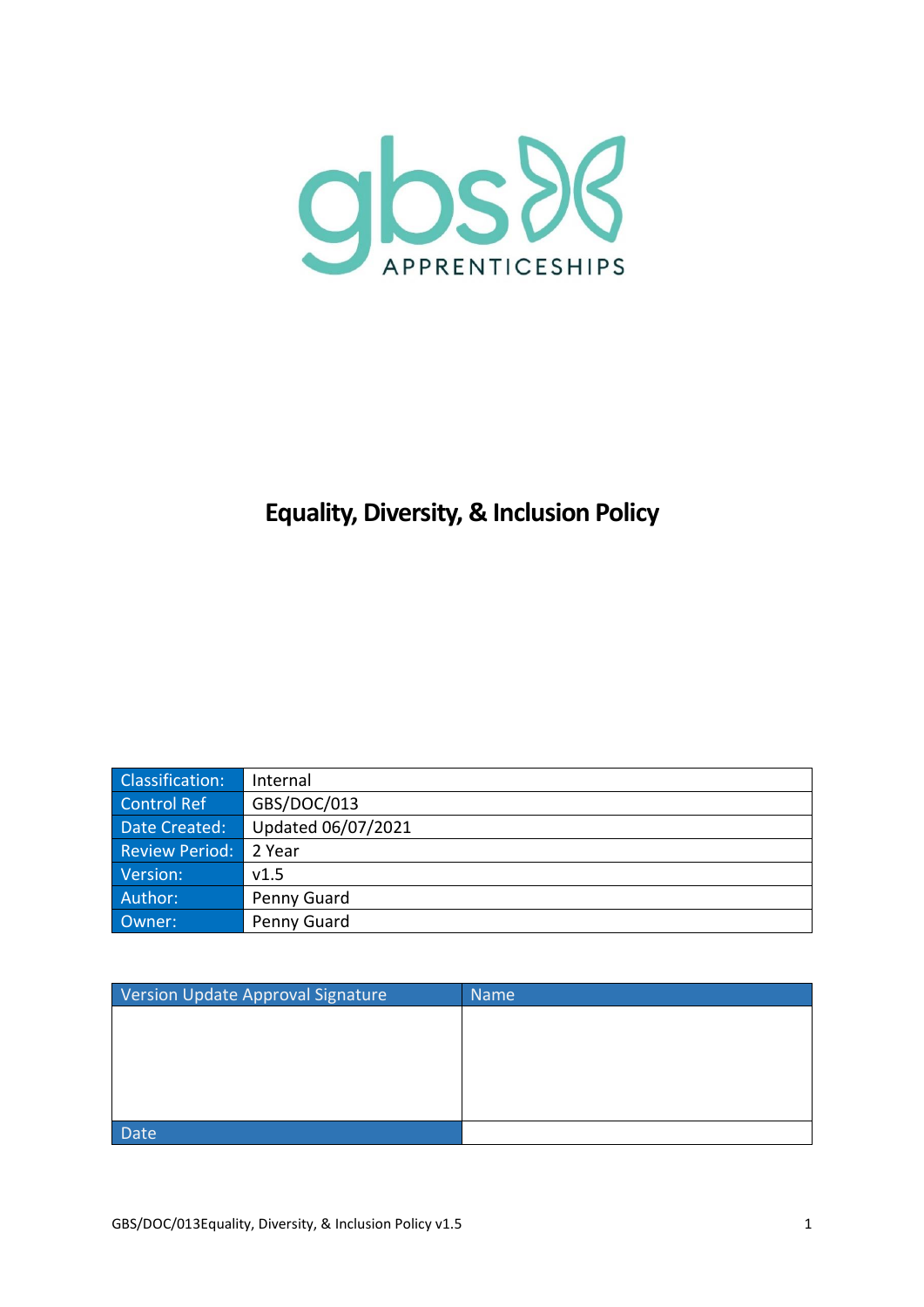# Equality, Diversity, & Inclusion Policy

| Classification: | Internal |
|---|---|
| Control Ref | GBS/DOC/013 |
| Date Created: | Updated 06/07/2021 |
| Review Period: | 2 Year |
| Version: | v1.5 |
| Author: | Penny Guard |
| Owner: | Penny Guard |

| Version Update Approval Signature | Name |
|---|---|
| | |
| Date | |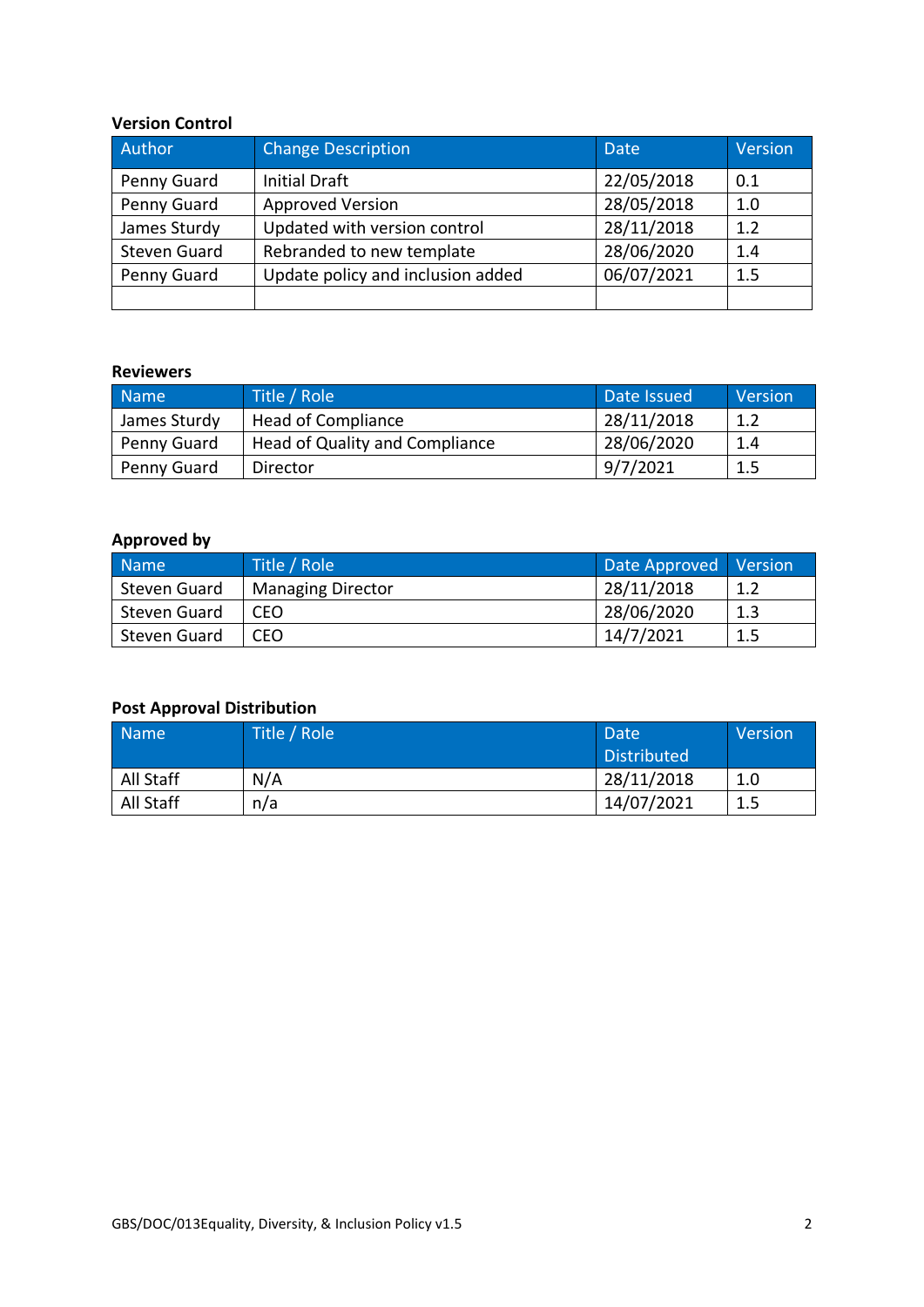**Version Control**

| Author | Change Description | Date | Version |
|---|---|---|---|
| Penny Guard | Initial Draft | 22/05/2018 | 0.1 |
| Penny Guard | Approved Version | 28/05/2018 | 1.0 |
| James Sturdy | Updated with version control | 28/11/2018 | 1.2 |
| Steven Guard | Rebranded to new template | 28/06/2020 | 1.4 |
| Penny Guard | Update policy and inclusion added | 06/07/2021 | 1.5 |
| | | | |

**Reviewers**

| Name | Title / Role | Date Issued | Version |
|---|---|---|---|
| James Sturdy | Head of Compliance | 28/11/2018 | 1.2 |
| Penny Guard | Head of Quality and Compliance | 28/06/2020 | 1.4 |
| Penny Guard | Director | 9/7/2021 | 1.5 |

**Approved by**

| Name | Title / Role | Date Approved | Version |
|---|---|---|---|
| Steven Guard | Managing Director | 28/11/2018 | 1.2 |
| Steven Guard | CEO | 28/06/2020 | 1.3 |
| Steven Guard | CEO | 14/7/2021 | 1.5 |

**Post Approval Distribution**

| Name | Title / Role | Date Distributed | Version |
|---|---|---|---|
| All Staff | N/A | 28/11/2018 | 1.0 |
| All Staff | n/a | 14/07/2021 | 1.5 |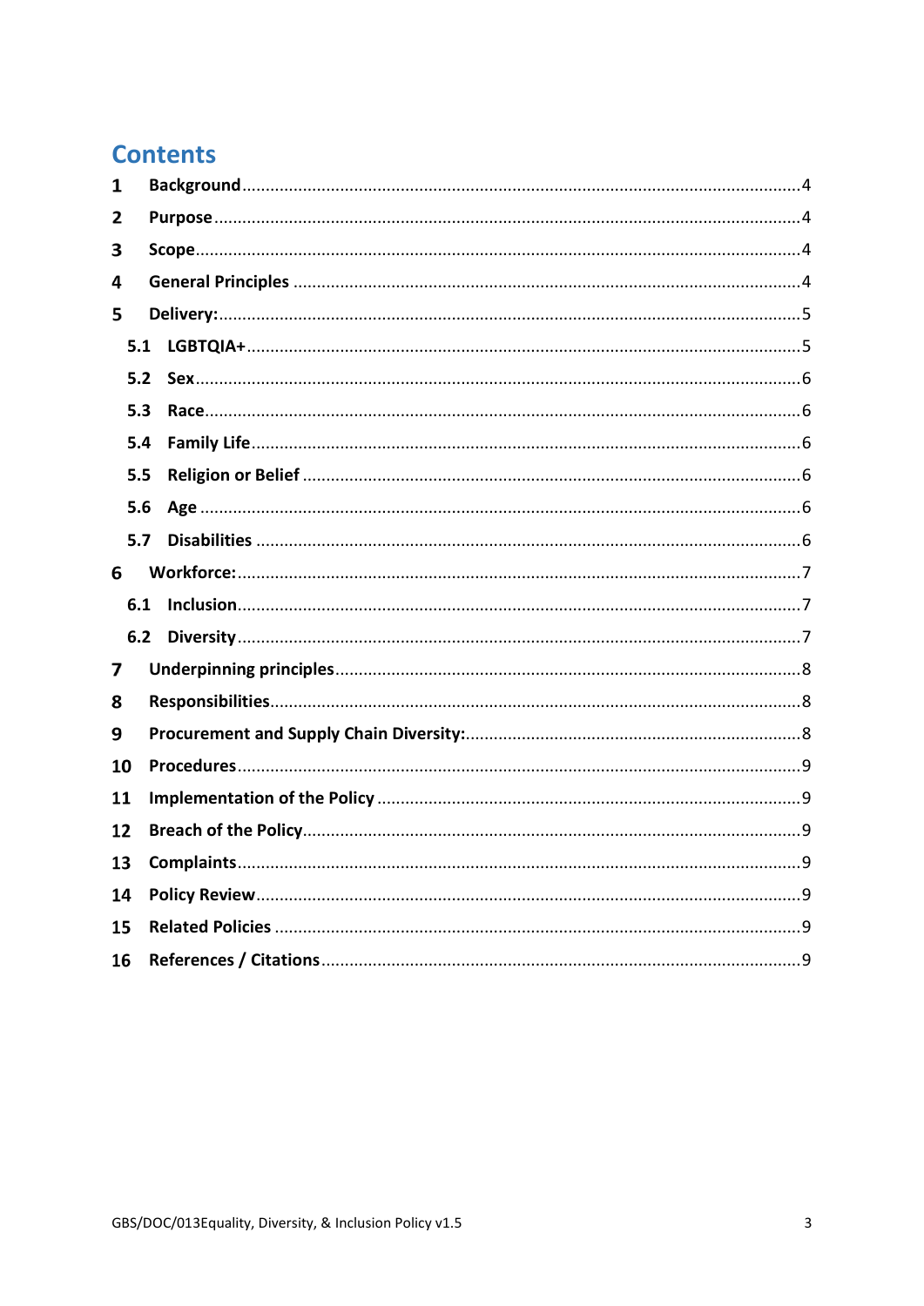# Contents

| | | |
|---|---|---|
| 1 | Background | 4 |
| 2 | Purpose | 4 |
| 3 | Scope | 4 |
| 4 | General Principles | 4 |
| 5 | Delivery: | 5 |
| 5.1 | LGBTQIA+ | 5 |
| 5.2 | Sex | 6 |
| 5.3 | Race | 6 |
| 5.4 | Family Life | 6 |
| 5.5 | Religion or Belief | 6 |
| 5.6 | Age | 6 |
| 5.7 | Disabilities | 6 |
| 6 | Workforce: | 7 |
| 6.1 | Inclusion | 7 |
| 6.2 | Diversity | 7 |
| 7 | Underpinning principles | 8 |
| 8 | Responsibilities | 8 |
| 9 | Procurement and Supply Chain Diversity: | 8 |
| 10 | Procedures | 9 |
| 11 | Implementation of the Policy | 9 |
| 12 | Breach of the Policy | 9 |
| 13 | Complaints | 9 |
| 14 | Policy Review | 9 |
| 15 | Related Policies | 9 |
| 16 | References / Citations | 9 |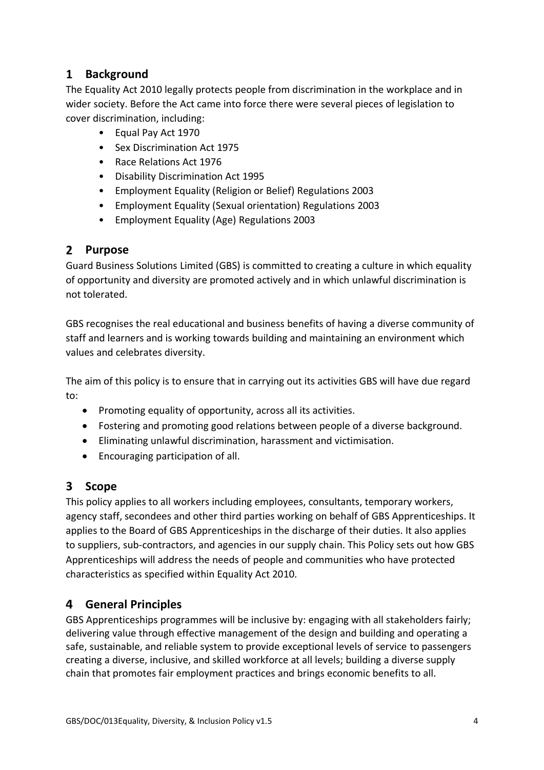## 1 Background

The Equality Act 2010 legally protects people from discrimination in the workplace and in wider society. Before the Act came into force there were several pieces of legislation to cover discrimination, including:

- Equal Pay Act 1970
- Sex Discrimination Act 1975
- Race Relations Act 1976
- Disability Discrimination Act 1995
- Employment Equality (Religion or Belief) Regulations 2003
- Employment Equality (Sexual orientation) Regulations 2003
- Employment Equality (Age) Regulations 2003

## 2 Purpose

Guard Business Solutions Limited (GBS) is committed to creating a culture in which equality of opportunity and diversity are promoted actively and in which unlawful discrimination is not tolerated.

GBS recognises the real educational and business benefits of having a diverse community of staff and learners and is working towards building and maintaining an environment which values and celebrates diversity.

The aim of this policy is to ensure that in carrying out its activities GBS will have due regard to:

- Promoting equality of opportunity, across all its activities.
- Fostering and promoting good relations between people of a diverse background.
- Eliminating unlawful discrimination, harassment and victimisation.
- Encouraging participation of all.

## 3 Scope

This policy applies to all workers including employees, consultants, temporary workers, agency staff, secondees and other third parties working on behalf of GBS Apprenticeships. It applies to the Board of GBS Apprenticeships in the discharge of their duties. It also applies to suppliers, sub-contractors, and agencies in our supply chain. This Policy sets out how GBS Apprenticeships will address the needs of people and communities who have protected characteristics as specified within Equality Act 2010.

## 4 General Principles

GBS Apprenticeships programmes will be inclusive by: engaging with all stakeholders fairly; delivering value through effective management of the design and building and operating a safe, sustainable, and reliable system to provide exceptional levels of service to passengers creating a diverse, inclusive, and skilled workforce at all levels; building a diverse supply chain that promotes fair employment practices and brings economic benefits to all.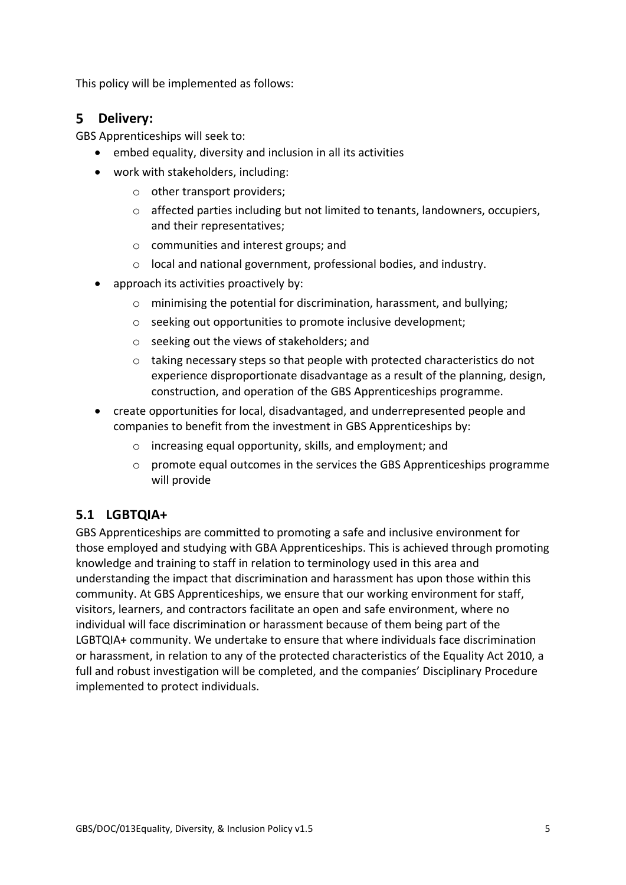This policy will be implemented as follows:

## 5 Delivery:

GBS Apprenticeships will seek to:

- embed equality, diversity and inclusion in all its activities
- work with stakeholders, including:
  - other transport providers;
  - affected parties including but not limited to tenants, landowners, occupiers, and their representatives;
  - communities and interest groups; and
  - local and national government, professional bodies, and industry.
- approach its activities proactively by:
  - minimising the potential for discrimination, harassment, and bullying;
  - seeking out opportunities to promote inclusive development;
  - seeking out the views of stakeholders; and
  - taking necessary steps so that people with protected characteristics do not experience disproportionate disadvantage as a result of the planning, design, construction, and operation of the GBS Apprenticeships programme.
- create opportunities for local, disadvantaged, and underrepresented people and companies to benefit from the investment in GBS Apprenticeships by:
  - increasing equal opportunity, skills, and employment; and
  - promote equal outcomes in the services the GBS Apprenticeships programme will provide

### 5.1 LGBTQIA+

GBS Apprenticeships are committed to promoting a safe and inclusive environment for those employed and studying with GBA Apprenticeships. This is achieved through promoting knowledge and training to staff in relation to terminology used in this area and understanding the impact that discrimination and harassment has upon those within this community. At GBS Apprenticeships, we ensure that our working environment for staff, visitors, learners, and contractors facilitate an open and safe environment, where no individual will face discrimination or harassment because of them being part of the LGBTQIA+ community. We undertake to ensure that where individuals face discrimination or harassment, in relation to any of the protected characteristics of the Equality Act 2010, a full and robust investigation will be completed, and the companies' Disciplinary Procedure implemented to protect individuals.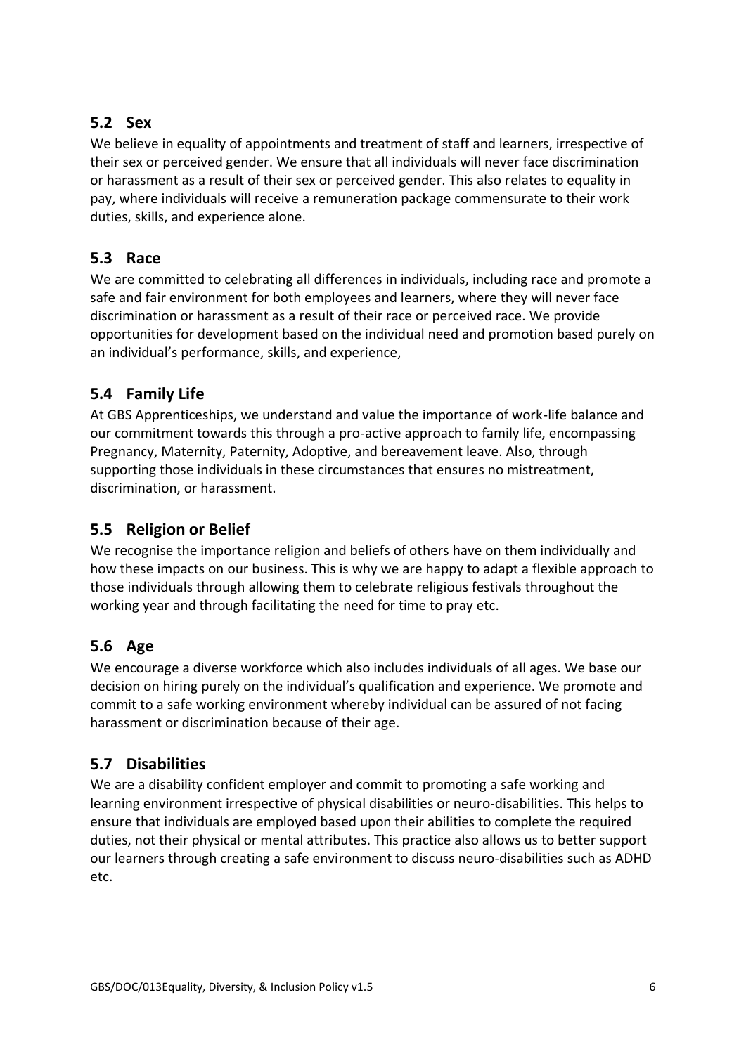## 5.2 Sex

We believe in equality of appointments and treatment of staff and learners, irrespective of their sex or perceived gender. We ensure that all individuals will never face discrimination or harassment as a result of their sex or perceived gender. This also relates to equality in pay, where individuals will receive a remuneration package commensurate to their work duties, skills, and experience alone.

## 5.3 Race

We are committed to celebrating all differences in individuals, including race and promote a safe and fair environment for both employees and learners, where they will never face discrimination or harassment as a result of their race or perceived race. We provide opportunities for development based on the individual need and promotion based purely on an individual's performance, skills, and experience,

## 5.4 Family Life

At GBS Apprenticeships, we understand and value the importance of work-life balance and our commitment towards this through a pro-active approach to family life, encompassing Pregnancy, Maternity, Paternity, Adoptive, and bereavement leave. Also, through supporting those individuals in these circumstances that ensures no mistreatment, discrimination, or harassment.

## 5.5 Religion or Belief

We recognise the importance religion and beliefs of others have on them individually and how these impacts on our business. This is why we are happy to adapt a flexible approach to those individuals through allowing them to celebrate religious festivals throughout the working year and through facilitating the need for time to pray etc.

## 5.6 Age

We encourage a diverse workforce which also includes individuals of all ages. We base our decision on hiring purely on the individual's qualification and experience. We promote and commit to a safe working environment whereby individual can be assured of not facing harassment or discrimination because of their age.

## 5.7 Disabilities

We are a disability confident employer and commit to promoting a safe working and learning environment irrespective of physical disabilities or neuro-disabilities. This helps to ensure that individuals are employed based upon their abilities to complete the required duties, not their physical or mental attributes. This practice also allows us to better support our learners through creating a safe environment to discuss neuro-disabilities such as ADHD etc.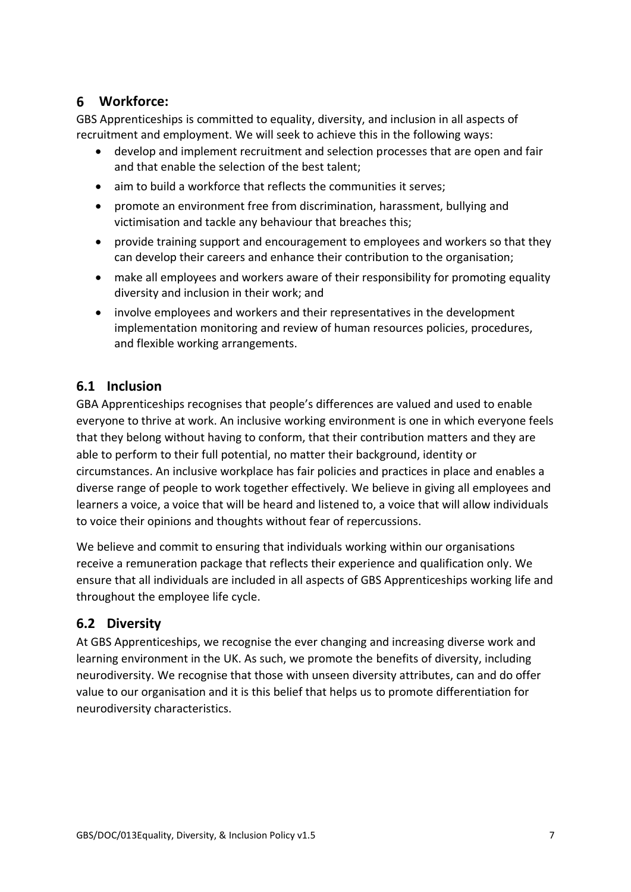## 6 Workforce:

GBS Apprenticeships is committed to equality, diversity, and inclusion in all aspects of recruitment and employment. We will seek to achieve this in the following ways:

- develop and implement recruitment and selection processes that are open and fair and that enable the selection of the best talent;
- aim to build a workforce that reflects the communities it serves;
- promote an environment free from discrimination, harassment, bullying and victimisation and tackle any behaviour that breaches this;
- provide training support and encouragement to employees and workers so that they can develop their careers and enhance their contribution to the organisation;
- make all employees and workers aware of their responsibility for promoting equality diversity and inclusion in their work; and
- involve employees and workers and their representatives in the development implementation monitoring and review of human resources policies, procedures, and flexible working arrangements.

### 6.1 Inclusion

GBA Apprenticeships recognises that people's differences are valued and used to enable everyone to thrive at work. An inclusive working environment is one in which everyone feels that they belong without having to conform, that their contribution matters and they are able to perform to their full potential, no matter their background, identity or circumstances. An inclusive workplace has fair policies and practices in place and enables a diverse range of people to work together effectively. We believe in giving all employees and learners a voice, a voice that will be heard and listened to, a voice that will allow individuals to voice their opinions and thoughts without fear of repercussions.

We believe and commit to ensuring that individuals working within our organisations receive a remuneration package that reflects their experience and qualification only. We ensure that all individuals are included in all aspects of GBS Apprenticeships working life and throughout the employee life cycle.

### 6.2 Diversity

At GBS Apprenticeships, we recognise the ever changing and increasing diverse work and learning environment in the UK. As such, we promote the benefits of diversity, including neurodiversity. We recognise that those with unseen diversity attributes, can and do offer value to our organisation and it is this belief that helps us to promote differentiation for neurodiversity characteristics.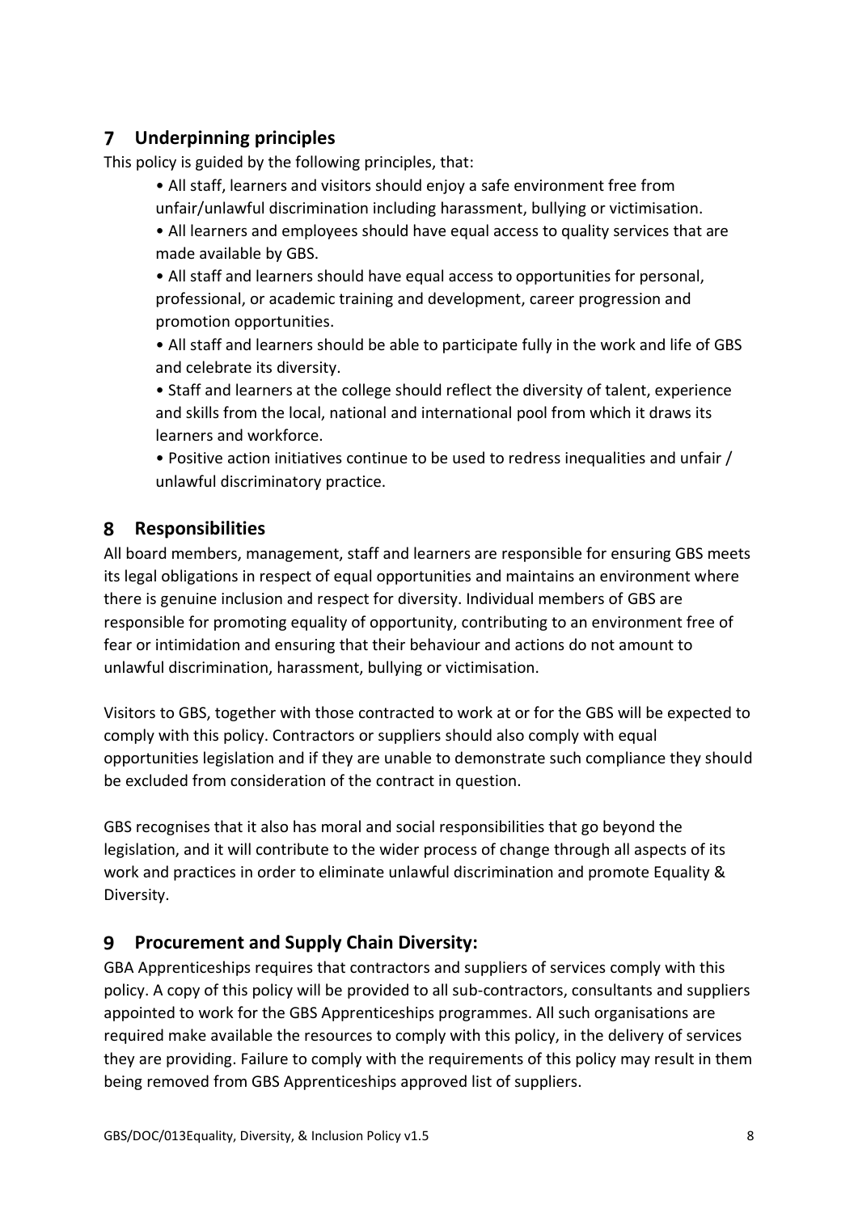## 7 Underpinning principles

This policy is guided by the following principles, that:

- All staff, learners and visitors should enjoy a safe environment free from unfair/unlawful discrimination including harassment, bullying or victimisation.
- All learners and employees should have equal access to quality services that are made available by GBS.
- All staff and learners should have equal access to opportunities for personal, professional, or academic training and development, career progression and promotion opportunities.
- All staff and learners should be able to participate fully in the work and life of GBS and celebrate its diversity.
- Staff and learners at the college should reflect the diversity of talent, experience and skills from the local, national and international pool from which it draws its learners and workforce.
- Positive action initiatives continue to be used to redress inequalities and unfair / unlawful discriminatory practice.

## 8 Responsibilities

All board members, management, staff and learners are responsible for ensuring GBS meets its legal obligations in respect of equal opportunities and maintains an environment where there is genuine inclusion and respect for diversity. Individual members of GBS are responsible for promoting equality of opportunity, contributing to an environment free of fear or intimidation and ensuring that their behaviour and actions do not amount to unlawful discrimination, harassment, bullying or victimisation.

Visitors to GBS, together with those contracted to work at or for the GBS will be expected to comply with this policy. Contractors or suppliers should also comply with equal opportunities legislation and if they are unable to demonstrate such compliance they should be excluded from consideration of the contract in question.

GBS recognises that it also has moral and social responsibilities that go beyond the legislation, and it will contribute to the wider process of change through all aspects of its work and practices in order to eliminate unlawful discrimination and promote Equality & Diversity.

## 9 Procurement and Supply Chain Diversity:

GBA Apprenticeships requires that contractors and suppliers of services comply with this policy. A copy of this policy will be provided to all sub-contractors, consultants and suppliers appointed to work for the GBS Apprenticeships programmes. All such organisations are required make available the resources to comply with this policy, in the delivery of services they are providing. Failure to comply with the requirements of this policy may result in them being removed from GBS Apprenticeships approved list of suppliers.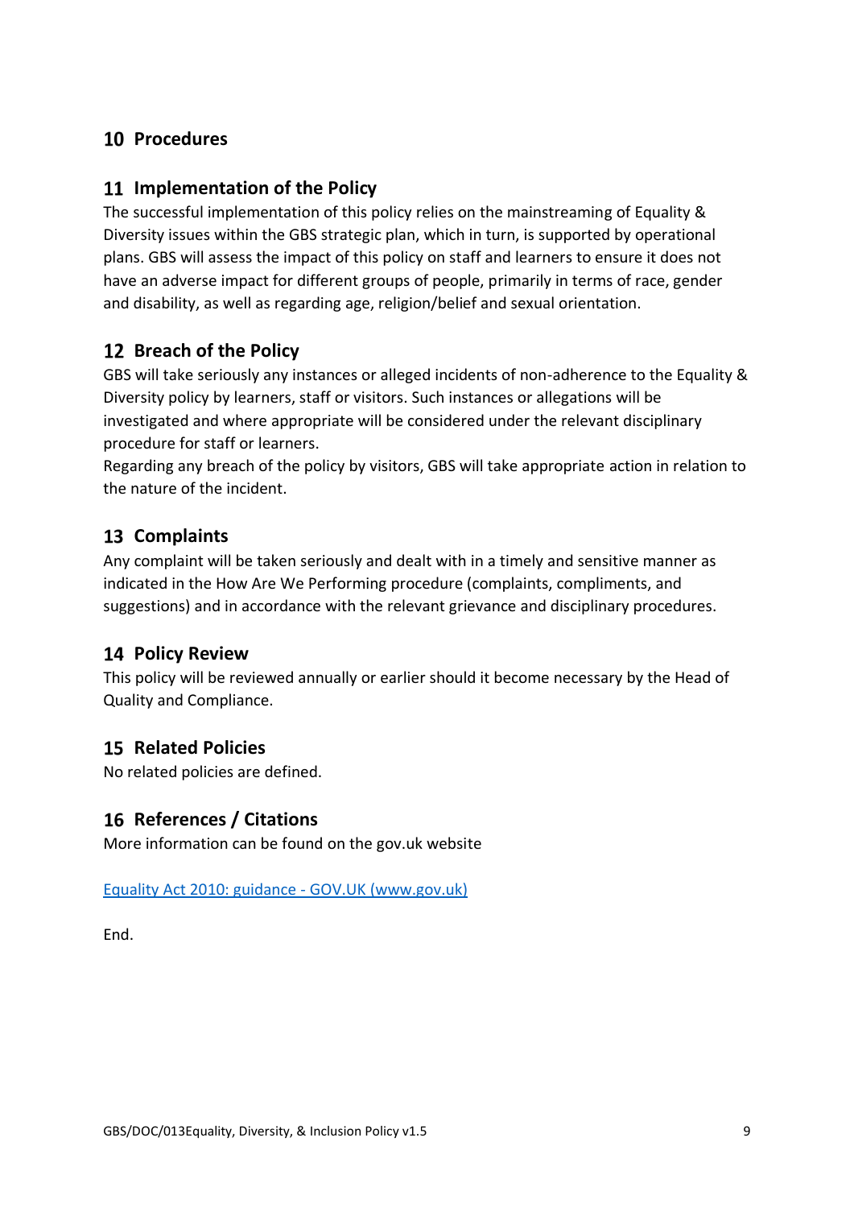## 10 Procedures

## 11 Implementation of the Policy

The successful implementation of this policy relies on the mainstreaming of Equality & Diversity issues within the GBS strategic plan, which in turn, is supported by operational plans. GBS will assess the impact of this policy on staff and learners to ensure it does not have an adverse impact for different groups of people, primarily in terms of race, gender and disability, as well as regarding age, religion/belief and sexual orientation.

## 12 Breach of the Policy

GBS will take seriously any instances or alleged incidents of non-adherence to the Equality & Diversity policy by learners, staff or visitors. Such instances or allegations will be investigated and where appropriate will be considered under the relevant disciplinary procedure for staff or learners.

Regarding any breach of the policy by visitors, GBS will take appropriate action in relation to the nature of the incident.

## 13 Complaints

Any complaint will be taken seriously and dealt with in a timely and sensitive manner as indicated in the How Are We Performing procedure (complaints, compliments, and suggestions) and in accordance with the relevant grievance and disciplinary procedures.

## 14 Policy Review

This policy will be reviewed annually or earlier should it become necessary by the Head of Quality and Compliance.

## 15 Related Policies

No related policies are defined.

## 16 References / Citations

More information can be found on the gov.uk website

[Equality Act 2010: guidance - GOV.UK (www.gov.uk)](www.gov.uk)

End.